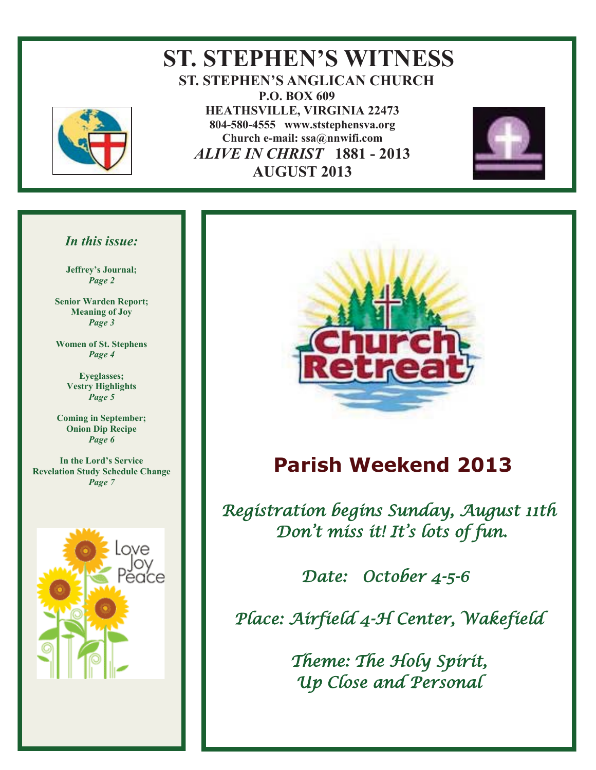# ST. STEPHEN'S WITNESS

**ST. STEPHEN'S ANGLICAN CHURCH**
**P.O. BOX 609**
**HEATHSVILLE, VIRGINIA 22473**
**804-580-4555 www.ststephensva.org**
**Church e-mail: ssa@nnwifi.com**
***ALIVE IN CHRIST* 1881 - 2013**
**AUGUST 2013**

*In this issue:*

**Jeffrey's Journal;**
***Page 2***

**Senior Warden Report;**
**Meaning of Joy**
***Page 3***

**Women of St. Stephens**
***Page 4***

**Eyeglasses;**
**Vestry Highlights**
***Page 5***

**Coming in September;**
**Onion Dip Recipe**
***Page 6***

**In the Lord's Service**
**Revelation Study Schedule Change**
***Page 7***

Love
Joy
Peace

Church Retreat

## Parish Weekend 2013

*Registration begins Sunday, August 11th*
*Don't miss it! It's lots of fun.*

*Date: October 4-5-6*

*Place: Airfield 4-H Center, Wakefield*

*Theme: The Holy Spirit,*
*Up Close and Personal*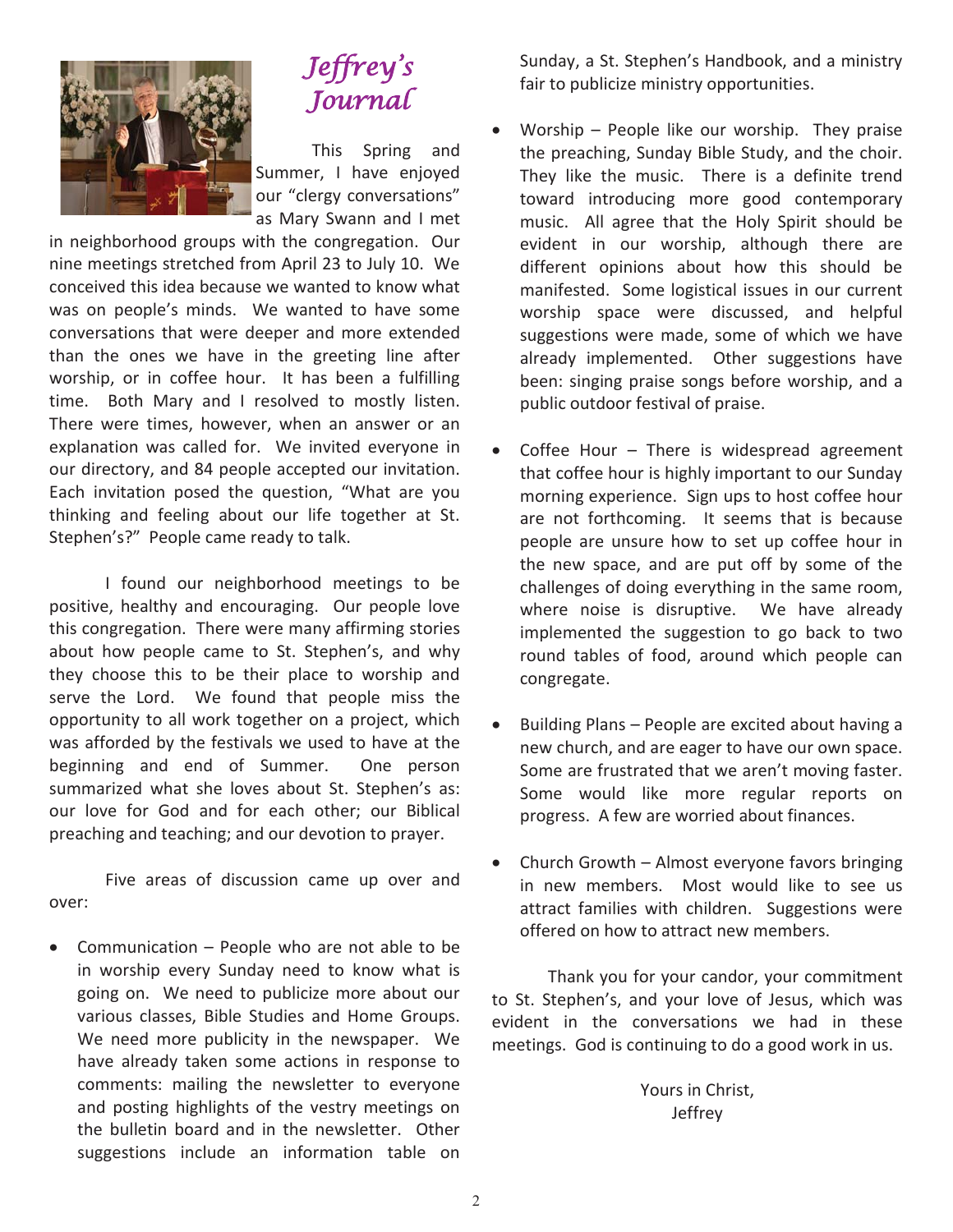# *Jeffrey's Journal*

This Spring and Summer, I have enjoyed our "clergy conversations" as Mary Swann and I met in neighborhood groups with the congregation. Our nine meetings stretched from April 23 to July 10. We conceived this idea because we wanted to know what was on people's minds. We wanted to have some conversations that were deeper and more extended than the ones we have in the greeting line after worship, or in coffee hour. It has been a fulfilling time. Both Mary and I resolved to mostly listen. There were times, however, when an answer or an explanation was called for. We invited everyone in our directory, and 84 people accepted our invitation. Each invitation posed the question, "What are you thinking and feeling about our life together at St. Stephen's?" People came ready to talk.

I found our neighborhood meetings to be positive, healthy and encouraging. Our people love this congregation. There were many affirming stories about how people came to St. Stephen's, and why they choose this to be their place to worship and serve the Lord. We found that people miss the opportunity to all work together on a project, which was afforded by the festivals we used to have at the beginning and end of Summer. One person summarized what she loves about St. Stephen's as: our love for God and for each other; our Biblical preaching and teaching; and our devotion to prayer.

Five areas of discussion came up over and over:

- Communication – People who are not able to be in worship every Sunday need to know what is going on. We need to publicize more about our various classes, Bible Studies and Home Groups. We need more publicity in the newspaper. We have already taken some actions in response to comments: mailing the newsletter to everyone and posting highlights of the vestry meetings on the bulletin board and in the newsletter. Other suggestions include an information table on Sunday, a St. Stephen's Handbook, and a ministry fair to publicize ministry opportunities.

- Worship – People like our worship. They praise the preaching, Sunday Bible Study, and the choir. They like the music. There is a definite trend toward introducing more good contemporary music. All agree that the Holy Spirit should be evident in our worship, although there are different opinions about how this should be manifested. Some logistical issues in our current worship space were discussed, and helpful suggestions were made, some of which we have already implemented. Other suggestions have been: singing praise songs before worship, and a public outdoor festival of praise.

- Coffee Hour – There is widespread agreement that coffee hour is highly important to our Sunday morning experience. Sign ups to host coffee hour are not forthcoming. It seems that is because people are unsure how to set up coffee hour in the new space, and are put off by some of the challenges of doing everything in the same room, where noise is disruptive. We have already implemented the suggestion to go back to two round tables of food, around which people can congregate.

- Building Plans – People are excited about having a new church, and are eager to have our own space. Some are frustrated that we aren't moving faster. Some would like more regular reports on progress. A few are worried about finances.

- Church Growth – Almost everyone favors bringing in new members. Most would like to see us attract families with children. Suggestions were offered on how to attract new members.

Thank you for your candor, your commitment to St. Stephen's, and your love of Jesus, which was evident in the conversations we had in these meetings. God is continuing to do a good work in us.

Yours in Christ,
Jeffrey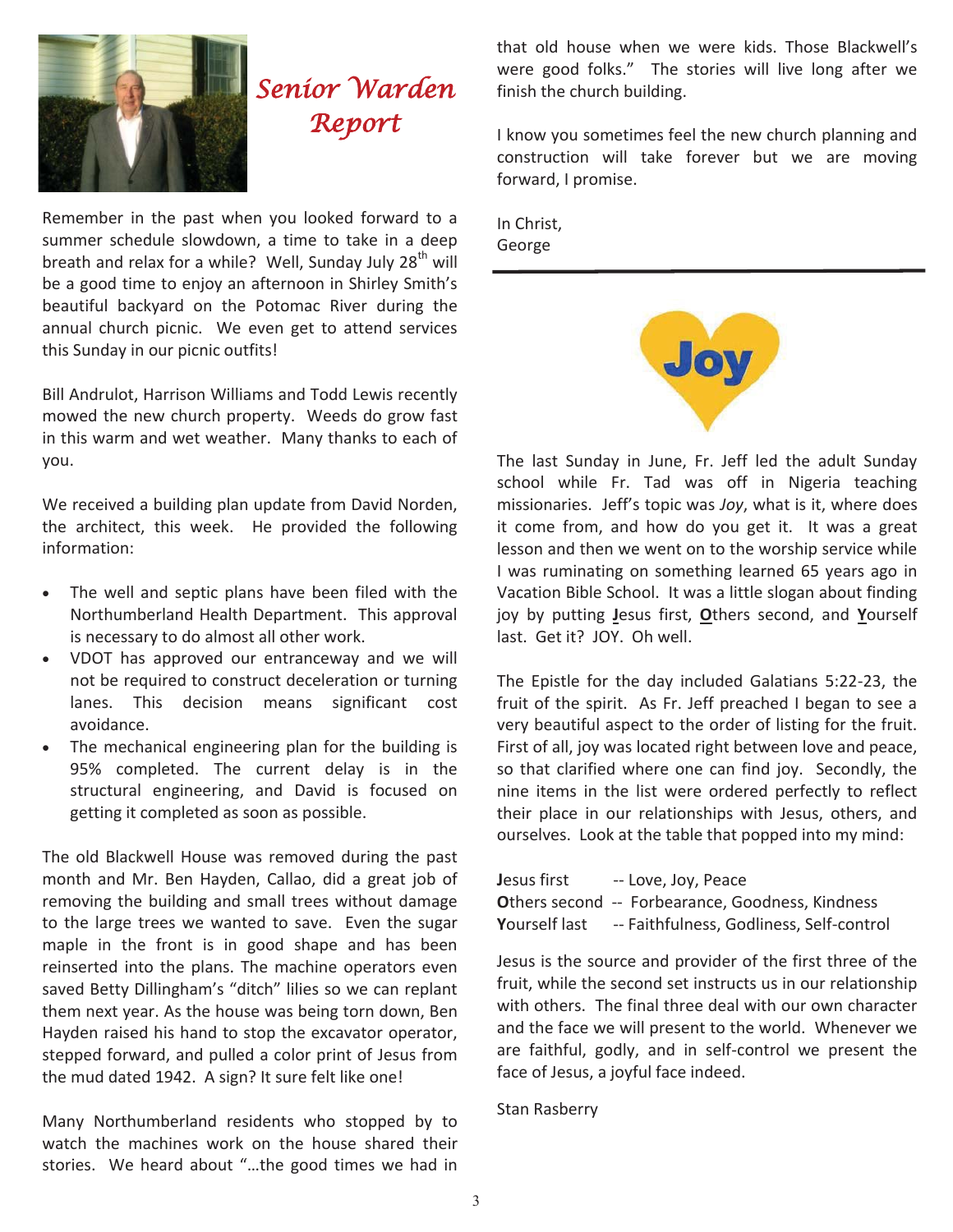# *Senior Warden Report*

Remember in the past when you looked forward to a summer schedule slowdown, a time to take in a deep breath and relax for a while? Well, Sunday July 28th will be a good time to enjoy an afternoon in Shirley Smith's beautiful backyard on the Potomac River during the annual church picnic. We even get to attend services this Sunday in our picnic outfits!

Bill Andrulot, Harrison Williams and Todd Lewis recently mowed the new church property. Weeds do grow fast in this warm and wet weather. Many thanks to each of you.

We received a building plan update from David Norden, the architect, this week. He provided the following information:

- The well and septic plans have been filed with the Northumberland Health Department. This approval is necessary to do almost all other work.
- VDOT has approved our entranceway and we will not be required to construct deceleration or turning lanes. This decision means significant cost avoidance.
- The mechanical engineering plan for the building is 95% completed. The current delay is in the structural engineering, and David is focused on getting it completed as soon as possible.

The old Blackwell House was removed during the past month and Mr. Ben Hayden, Callao, did a great job of removing the building and small trees without damage to the large trees we wanted to save. Even the sugar maple in the front is in good shape and has been reinserted into the plans. The machine operators even saved Betty Dillingham's "ditch" lilies so we can replant them next year. As the house was being torn down, Ben Hayden raised his hand to stop the excavator operator, stepped forward, and pulled a color print of Jesus from the mud dated 1942. A sign? It sure felt like one!

Many Northumberland residents who stopped by to watch the machines work on the house shared their stories. We heard about "…the good times we had in that old house when we were kids. Those Blackwell's were good folks." The stories will live long after we finish the church building.

I know you sometimes feel the new church planning and construction will take forever but we are moving forward, I promise.

In Christ,
George

---

## Joy

The last Sunday in June, Fr. Jeff led the adult Sunday school while Fr. Tad was off in Nigeria teaching missionaries. Jeff's topic was *Joy*, what is it, where does it come from, and how do you get it. It was a great lesson and then we went on to the worship service while I was ruminating on something learned 65 years ago in Vacation Bible School. It was a little slogan about finding joy by putting **J**esus first, **O**thers second, and **Y**ourself last. Get it? JOY. Oh well.

The Epistle for the day included Galatians 5:22-23, the fruit of the spirit. As Fr. Jeff preached I began to see a very beautiful aspect to the order of listing for the fruit. First of all, joy was located right between love and peace, so that clarified where one can find joy. Secondly, the nine items in the list were ordered perfectly to reflect their place in our relationships with Jesus, others, and ourselves. Look at the table that popped into my mind:

| | |
|---|---|
| **J**esus first | -- Love, Joy, Peace |
| **O**thers second | -- Forbearance, Goodness, Kindness |
| **Y**ourself last | -- Faithfulness, Godliness, Self-control |

Jesus is the source and provider of the first three of the fruit, while the second set instructs us in our relationship with others. The final three deal with our own character and the face we will present to the world. Whenever we are faithful, godly, and in self-control we present the face of Jesus, a joyful face indeed.

Stan Rasberry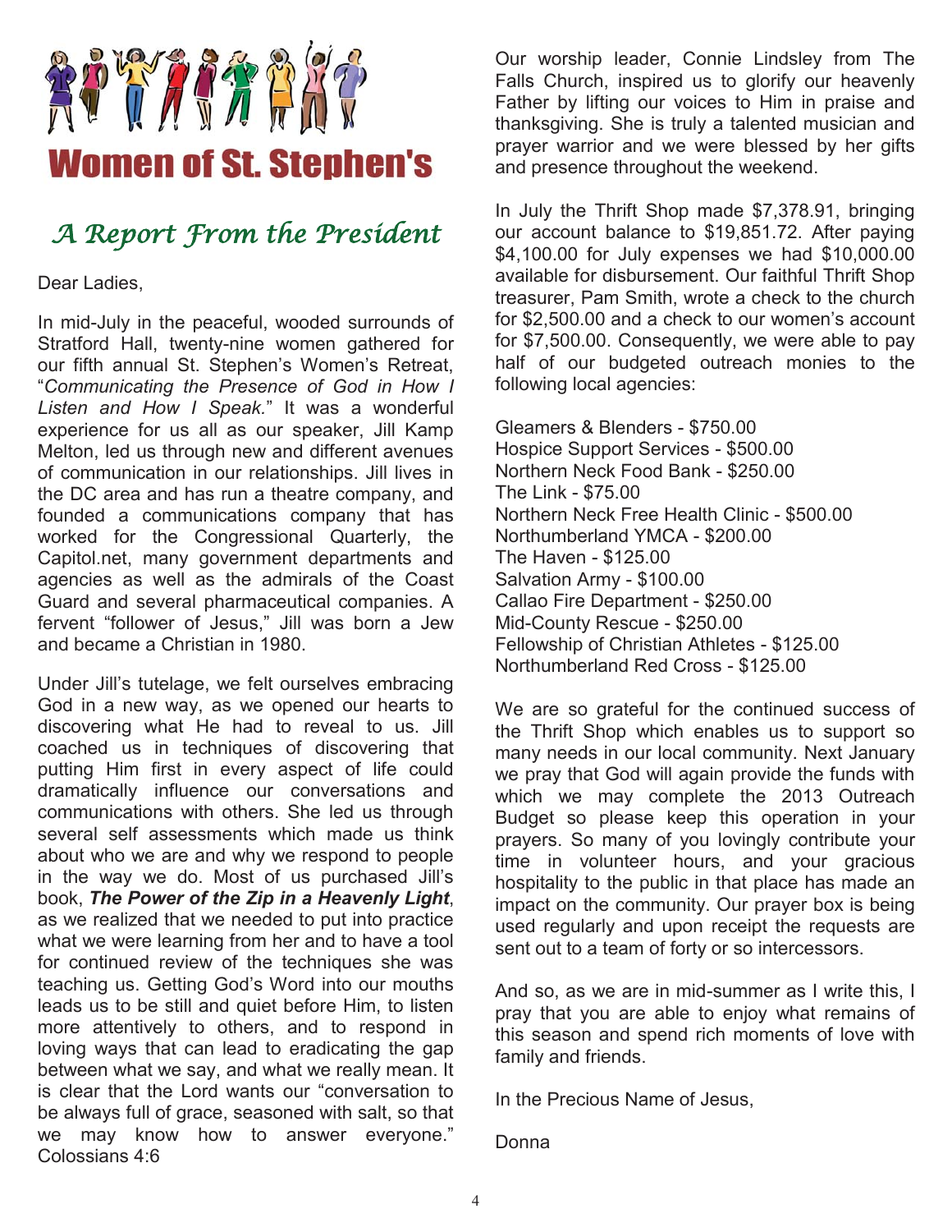# Women of St. Stephen's

## A Report From the President

Dear Ladies,

In mid-July in the peaceful, wooded surrounds of Stratford Hall, twenty-nine women gathered for our fifth annual St. Stephen's Women's Retreat, "*Communicating the Presence of God in How I Listen and How I Speak.*" It was a wonderful experience for us all as our speaker, Jill Kamp Melton, led us through new and different avenues of communication in our relationships. Jill lives in the DC area and has run a theatre company, and founded a communications company that has worked for the Congressional Quarterly, the Capitol.net, many government departments and agencies as well as the admirals of the Coast Guard and several pharmaceutical companies. A fervent "follower of Jesus," Jill was born a Jew and became a Christian in 1980.

Under Jill's tutelage, we felt ourselves embracing God in a new way, as we opened our hearts to discovering what He had to reveal to us. Jill coached us in techniques of discovering that putting Him first in every aspect of life could dramatically influence our conversations and communications with others. She led us through several self assessments which made us think about who we are and why we respond to people in the way we do. Most of us purchased Jill's book, ***The Power of the Zip in a Heavenly Light***, as we realized that we needed to put into practice what we were learning from her and to have a tool for continued review of the techniques she was teaching us. Getting God's Word into our mouths leads us to be still and quiet before Him, to listen more attentively to others, and to respond in loving ways that can lead to eradicating the gap between what we say, and what we really mean. It is clear that the Lord wants our "conversation to be always full of grace, seasoned with salt, so that we may know how to answer everyone." Colossians 4:6

Our worship leader, Connie Lindsley from The Falls Church, inspired us to glorify our heavenly Father by lifting our voices to Him in praise and thanksgiving. She is truly a talented musician and prayer warrior and we were blessed by her gifts and presence throughout the weekend.

In July the Thrift Shop made $7,378.91, bringing our account balance to $19,851.72. After paying $4,100.00 for July expenses we had $10,000.00 available for disbursement. Our faithful Thrift Shop treasurer, Pam Smith, wrote a check to the church for $2,500.00 and a check to our women's account for $7,500.00. Consequently, we were able to pay half of our budgeted outreach monies to the following local agencies:

Gleamers & Blenders - $750.00
Hospice Support Services - $500.00
Northern Neck Food Bank - $250.00
The Link - $75.00
Northern Neck Free Health Clinic - $500.00
Northumberland YMCA - $200.00
The Haven - $125.00
Salvation Army - $100.00
Callao Fire Department - $250.00
Mid-County Rescue - $250.00
Fellowship of Christian Athletes - $125.00
Northumberland Red Cross - $125.00

We are so grateful for the continued success of the Thrift Shop which enables us to support so many needs in our local community. Next January we pray that God will again provide the funds with which we may complete the 2013 Outreach Budget so please keep this operation in your prayers. So many of you lovingly contribute your time in volunteer hours, and your gracious hospitality to the public in that place has made an impact on the community. Our prayer box is being used regularly and upon receipt the requests are sent out to a team of forty or so intercessors.

And so, as we are in mid-summer as I write this, I pray that you are able to enjoy what remains of this season and spend rich moments of love with family and friends.

In the Precious Name of Jesus,

Donna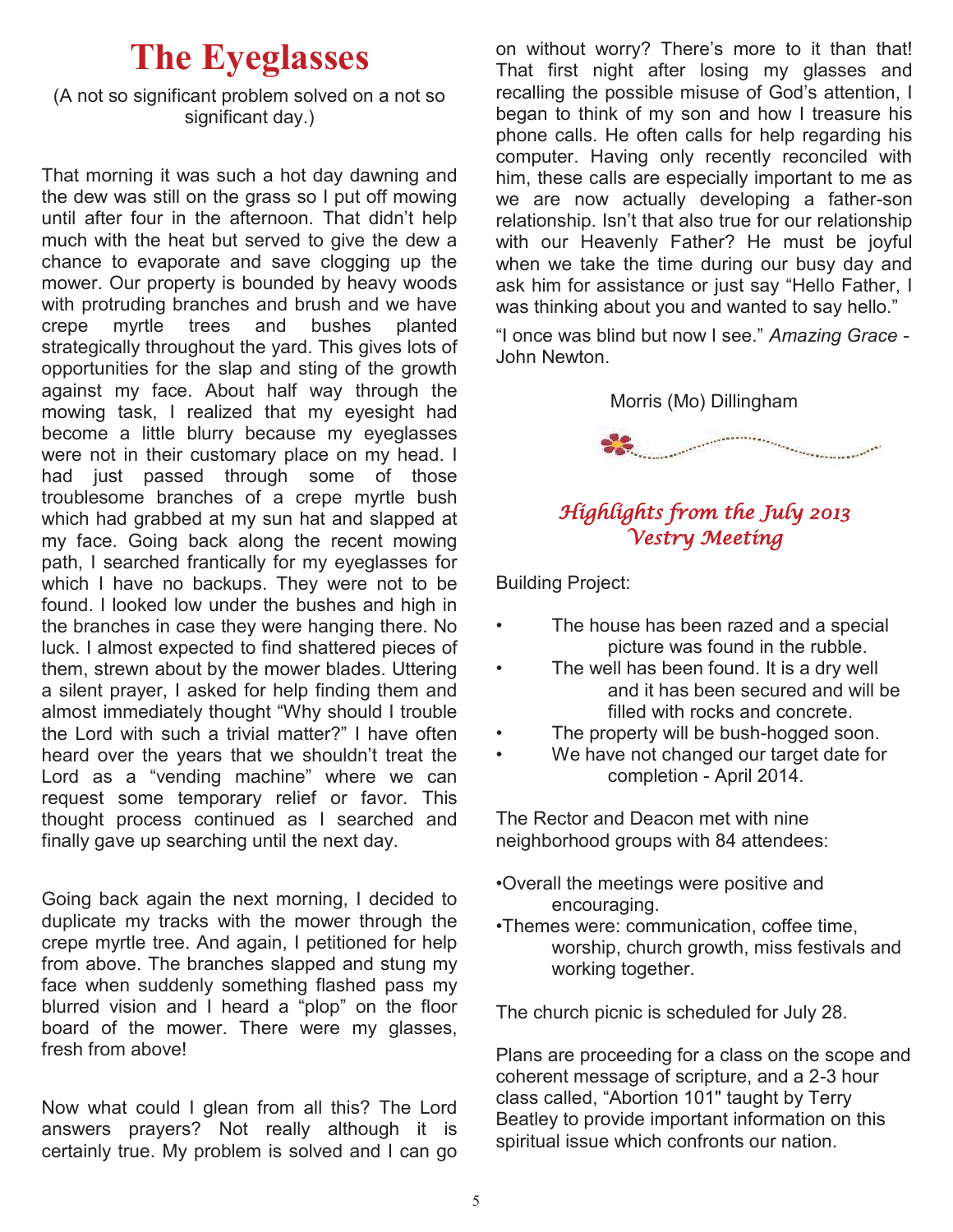# The Eyeglasses

(A not so significant problem solved on a not so significant day.)

That morning it was such a hot day dawning and the dew was still on the grass so I put off mowing until after four in the afternoon. That didn't help much with the heat but served to give the dew a chance to evaporate and save clogging up the mower. Our property is bounded by heavy woods with protruding branches and brush and we have crepe myrtle trees and bushes planted strategically throughout the yard. This gives lots of opportunities for the slap and sting of the growth against my face. About half way through the mowing task, I realized that my eyesight had become a little blurry because my eyeglasses were not in their customary place on my head. I had just passed through some of those troublesome branches of a crepe myrtle bush which had grabbed at my sun hat and slapped at my face. Going back along the recent mowing path, I searched frantically for my eyeglasses for which I have no backups. They were not to be found. I looked low under the bushes and high in the branches in case they were hanging there. No luck. I almost expected to find shattered pieces of them, strewn about by the mower blades. Uttering a silent prayer, I asked for help finding them and almost immediately thought "Why should I trouble the Lord with such a trivial matter?" I have often heard over the years that we shouldn't treat the Lord as a "vending machine" where we can request some temporary relief or favor. This thought process continued as I searched and finally gave up searching until the next day.

Going back again the next morning, I decided to duplicate my tracks with the mower through the crepe myrtle tree. And again, I petitioned for help from above. The branches slapped and stung my face when suddenly something flashed pass my blurred vision and I heard a "plop" on the floor board of the mower. There were my glasses, fresh from above!

Now what could I glean from all this? The Lord answers prayers? Not really although it is certainly true. My problem is solved and I can go on without worry? There's more to it than that! That first night after losing my glasses and recalling the possible misuse of God's attention, I began to think of my son and how I treasure his phone calls. He often calls for help regarding his computer. Having only recently reconciled with him, these calls are especially important to me as we are now actually developing a father-son relationship. Isn't that also true for our relationship with our Heavenly Father? He must be joyful when we take the time during our busy day and ask him for assistance or just say "Hello Father, I was thinking about you and wanted to say hello."

"I once was blind but now I see." *Amazing Grace* - John Newton.

Morris (Mo) Dillingham

## *Highlights from the July 2013 Vestry Meeting*

Building Project:

- The house has been razed and a special picture was found in the rubble.
- The well has been found. It is a dry well and it has been secured and will be filled with rocks and concrete.
- The property will be bush-hogged soon.
- We have not changed our target date for completion - April 2014.

The Rector and Deacon met with nine neighborhood groups with 84 attendees:

- Overall the meetings were positive and encouraging.
- Themes were: communication, coffee time, worship, church growth, miss festivals and working together.

The church picnic is scheduled for July 28.

Plans are proceeding for a class on the scope and coherent message of scripture, and a 2-3 hour class called, "Abortion 101" taught by Terry Beatley to provide important information on this spiritual issue which confronts our nation.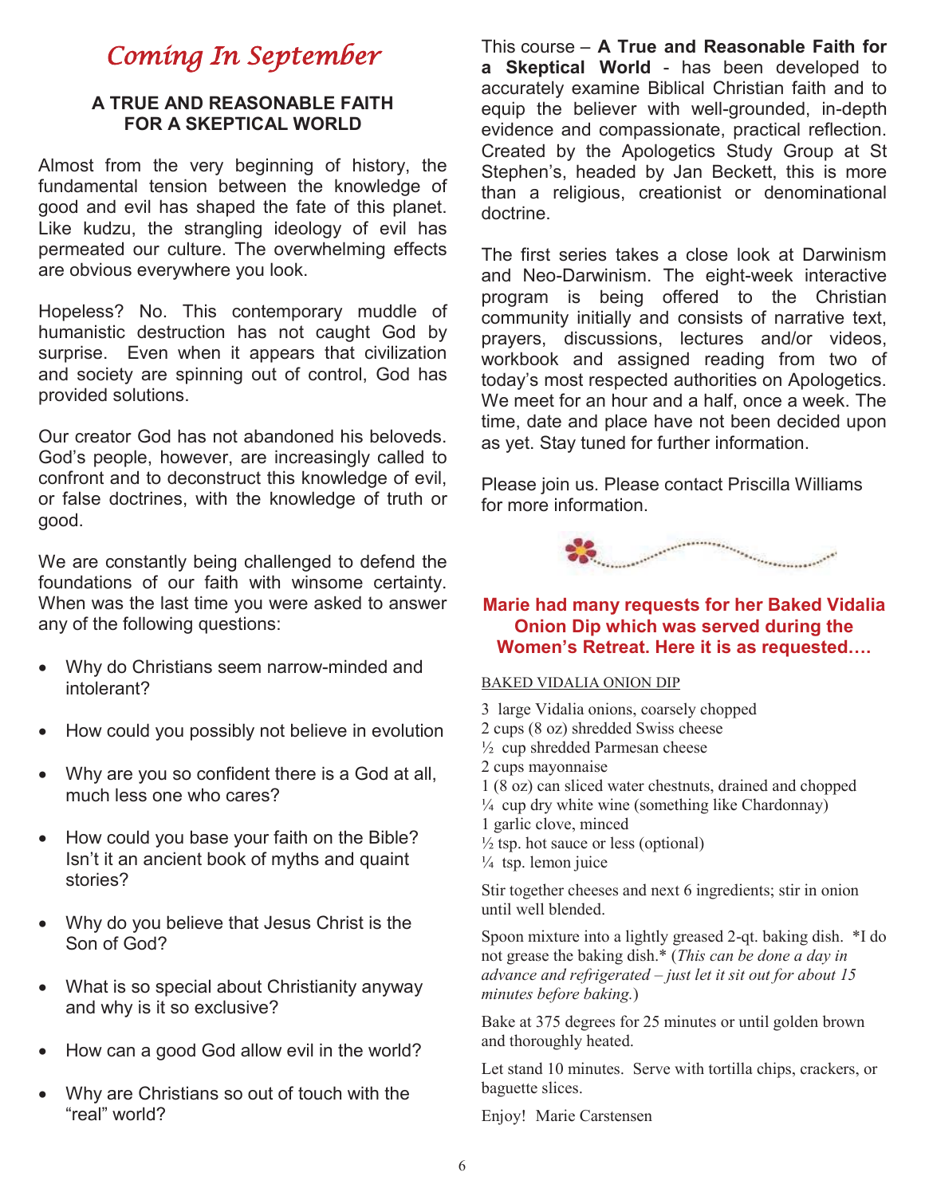# *Coming In September*

## A TRUE AND REASONABLE FAITH FOR A SKEPTICAL WORLD

Almost from the very beginning of history, the fundamental tension between the knowledge of good and evil has shaped the fate of this planet. Like kudzu, the strangling ideology of evil has permeated our culture. The overwhelming effects are obvious everywhere you look.

Hopeless? No. This contemporary muddle of humanistic destruction has not caught God by surprise. Even when it appears that civilization and society are spinning out of control, God has provided solutions.

Our creator God has not abandoned his beloveds. God's people, however, are increasingly called to confront and to deconstruct this knowledge of evil, or false doctrines, with the knowledge of truth or good.

We are constantly being challenged to defend the foundations of our faith with winsome certainty. When was the last time you were asked to answer any of the following questions:

- Why do Christians seem narrow-minded and intolerant?
- How could you possibly not believe in evolution
- Why are you so confident there is a God at all, much less one who cares?
- How could you base your faith on the Bible? Isn't it an ancient book of myths and quaint stories?
- Why do you believe that Jesus Christ is the Son of God?
- What is so special about Christianity anyway and why is it so exclusive?
- How can a good God allow evil in the world?
- Why are Christians so out of touch with the "real" world?

This course – **A True and Reasonable Faith for a Skeptical World** - has been developed to accurately examine Biblical Christian faith and to equip the believer with well-grounded, in-depth evidence and compassionate, practical reflection. Created by the Apologetics Study Group at St Stephen's, headed by Jan Beckett, this is more than a religious, creationist or denominational doctrine.

The first series takes a close look at Darwinism and Neo-Darwinism. The eight-week interactive program is being offered to the Christian community initially and consists of narrative text, prayers, discussions, lectures and/or videos, workbook and assigned reading from two of today's most respected authorities on Apologetics. We meet for an hour and a half, once a week. The time, date and place have not been decided upon as yet. Stay tuned for further information.

Please join us. Please contact Priscilla Williams for more information.

**Marie had many requests for her Baked Vidalia Onion Dip which was served during the Women's Retreat. Here it is as requested….**

BAKED VIDALIA ONION DIP

3 large Vidalia onions, coarsely chopped
2 cups (8 oz) shredded Swiss cheese
½ cup shredded Parmesan cheese
2 cups mayonnaise
1 (8 oz) can sliced water chestnuts, drained and chopped
¼ cup dry white wine (something like Chardonnay)
1 garlic clove, minced
½ tsp. hot sauce or less (optional)
¼ tsp. lemon juice

Stir together cheeses and next 6 ingredients; stir in onion until well blended.

Spoon mixture into a lightly greased 2-qt. baking dish. *I do not grease the baking dish.* (*This can be done a day in advance and refrigerated – just let it sit out for about 15 minutes before baking.*)

Bake at 375 degrees for 25 minutes or until golden brown and thoroughly heated.

Let stand 10 minutes. Serve with tortilla chips, crackers, or baguette slices.

Enjoy! Marie Carstensen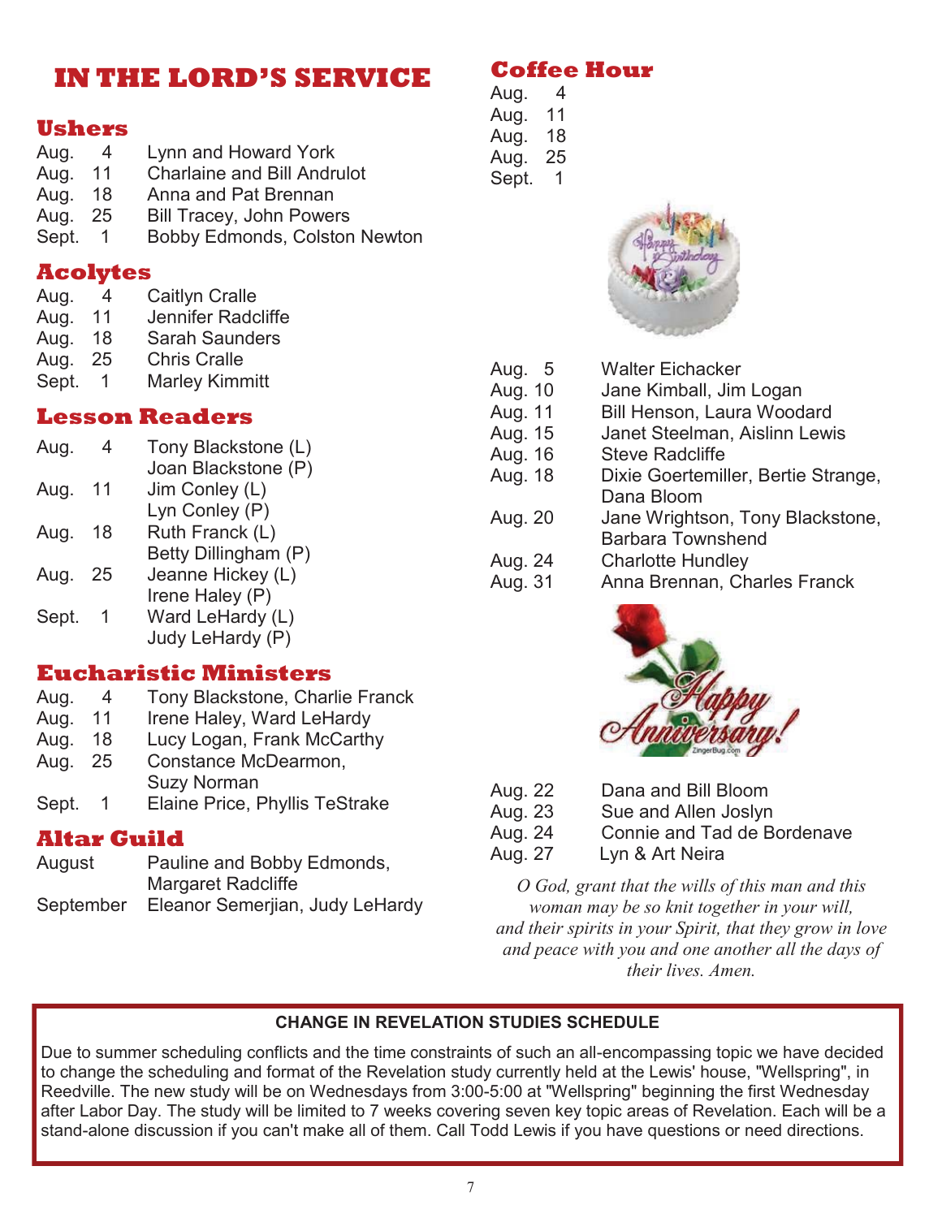# IN THE LORD'S SERVICE

## Ushers

| | |
|---|---|
| Aug. 4 | Lynn and Howard York |
| Aug. 11 | Charlaine and Bill Andrulot |
| Aug. 18 | Anna and Pat Brennan |
| Aug. 25 | Bill Tracey, John Powers |
| Sept. 1 | Bobby Edmonds, Colston Newton |

## Acolytes

| | |
|---|---|
| Aug. 4 | Caitlyn Cralle |
| Aug. 11 | Jennifer Radcliffe |
| Aug. 18 | Sarah Saunders |
| Aug. 25 | Chris Cralle |
| Sept. 1 | Marley Kimmitt |

## Lesson Readers

| | |
|---|---|
| Aug. 4 | Tony Blackstone (L)<br>Joan Blackstone (P) |
| Aug. 11 | Jim Conley (L)<br>Lyn Conley (P) |
| Aug. 18 | Ruth Franck (L)<br>Betty Dillingham (P) |
| Aug. 25 | Jeanne Hickey (L)<br>Irene Haley (P) |
| Sept. 1 | Ward LeHardy (L)<br>Judy LeHardy (P) |

## Eucharistic Ministers

| | |
|---|---|
| Aug. 4 | Tony Blackstone, Charlie Franck |
| Aug. 11 | Irene Haley, Ward LeHardy |
| Aug. 18 | Lucy Logan, Frank McCarthy |
| Aug. 25 | Constance McDearmon, Suzy Norman |
| Sept. 1 | Elaine Price, Phyllis TeStrake |

## Altar Guild

| | |
|---|---|
| August | Pauline and Bobby Edmonds, Margaret Radcliffe |
| September | Eleanor Semerjian, Judy LeHardy |

## Coffee Hour

Aug. 4
Aug. 11
Aug. 18
Aug. 25
Sept. 1

| | |
|---|---|
| Aug. 5 | Walter Eichacker |
| Aug. 10 | Jane Kimball, Jim Logan |
| Aug. 11 | Bill Henson, Laura Woodard |
| Aug. 15 | Janet Steelman, Aislinn Lewis |
| Aug. 16 | Steve Radcliffe |
| Aug. 18 | Dixie Goertemiller, Bertie Strange, Dana Bloom |
| Aug. 20 | Jane Wrightson, Tony Blackstone, Barbara Townshend |
| Aug. 24 | Charlotte Hundley |
| Aug. 31 | Anna Brennan, Charles Franck |

| | |
|---|---|
| Aug. 22 | Dana and Bill Bloom |
| Aug. 23 | Sue and Allen Joslyn |
| Aug. 24 | Connie and Tad de Bordenave |
| Aug. 27 | Lyn & Art Neira |

*O God, grant that the wills of this man and this woman may be so knit together in your will, and their spirits in your Spirit, that they grow in love and peace with you and one another all the days of their lives. Amen.*

**CHANGE IN REVELATION STUDIES SCHEDULE**

Due to summer scheduling conflicts and the time constraints of such an all-encompassing topic we have decided to change the scheduling and format of the Revelation study currently held at the Lewis' house, "Wellspring", in Reedville. The new study will be on Wednesdays from 3:00-5:00 at "Wellspring" beginning the first Wednesday after Labor Day. The study will be limited to 7 weeks covering seven key topic areas of Revelation. Each will be a stand-alone discussion if you can't make all of them. Call Todd Lewis if you have questions or need directions.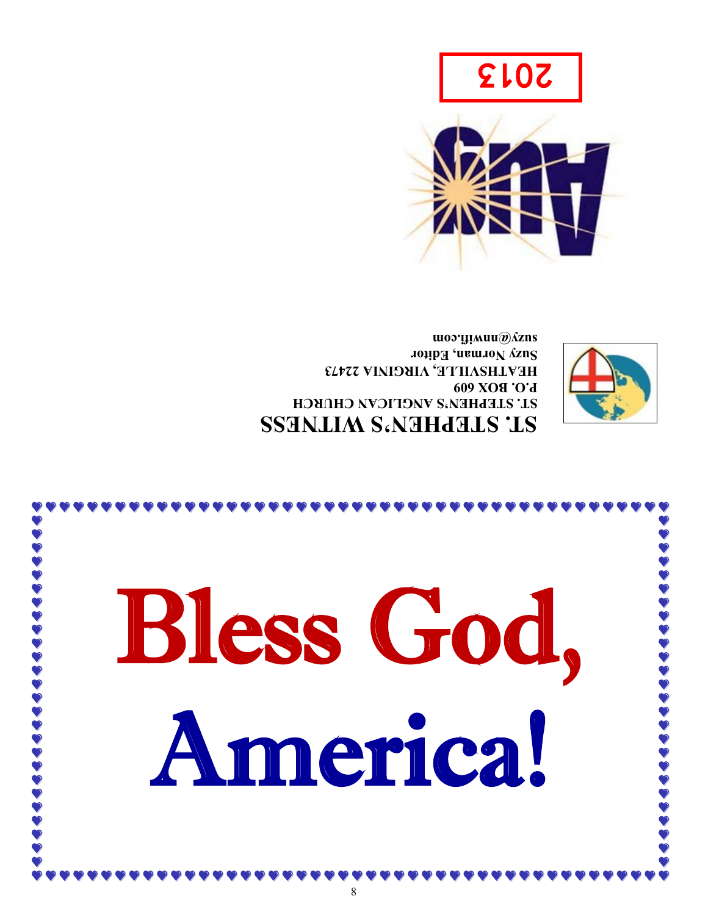2013

AUG

**ST. STEPHEN'S WITNESS**

**ST. STEPHEN'S ANGLICAN CHURCH**
**P.O. BOX 609**
**HEATHSVILLE, VIRGINIA 22473**
**Suzy Norman, Editor**
**suzy@nnwifi.com**

# Bless God, America!